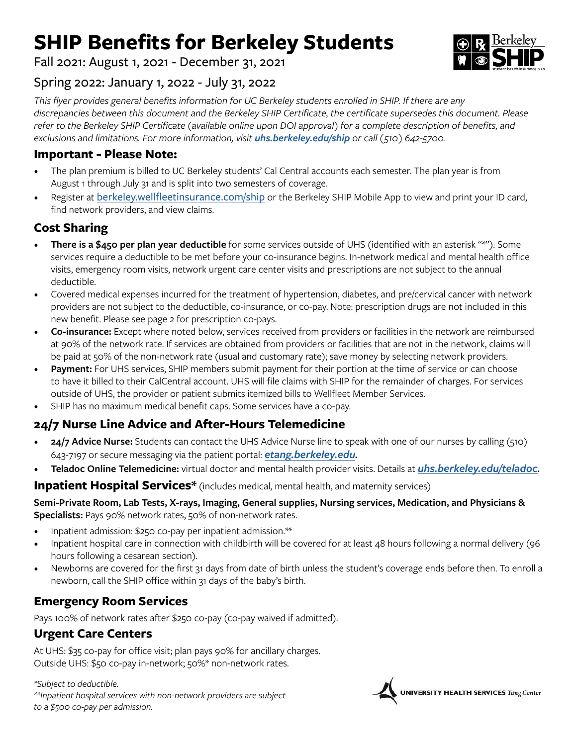# SHIP Benefits for Berkeley Students

Fall 2021: August 1, 2021 - December 31, 2021

Spring 2022: January 1, 2022 - July 31, 2022

*This flyer provides general benefits information for UC Berkeley students enrolled in SHIP. If there are any discrepancies between this document and the Berkeley SHIP Certificate, the certificate supersedes this document. Please refer to the Berkeley SHIP Certificate (available online upon DOI approval) for a complete description of benefits, and exclusions and limitations. For more information, visit* ***uhs.berkeley.edu/ship*** *or call (510) 642-5700.*

## Important - Please Note:

- The plan premium is billed to UC Berkeley students' Cal Central accounts each semester. The plan year is from August 1 through July 31 and is split into two semesters of coverage.
- Register at berkeley.wellfleetinsurance.com/ship or the Berkeley SHIP Mobile App to view and print your ID card, find network providers, and view claims.

## Cost Sharing

- **There is a $450 per plan year deductible** for some services outside of UHS (identified with an asterisk "*"). Some services require a deductible to be met before your co-insurance begins. In-network medical and mental health office visits, emergency room visits, network urgent care center visits and prescriptions are not subject to the annual deductible.
- Covered medical expenses incurred for the treatment of hypertension, diabetes, and pre/cervical cancer with network providers are not subject to the deductible, co-insurance, or co-pay. Note: prescription drugs are not included in this new benefit. Please see page 2 for prescription co-pays.
- **Co-insurance:** Except where noted below, services received from providers or facilities in the network are reimbursed at 90% of the network rate. If services are obtained from providers or facilities that are not in the network, claims will be paid at 50% of the non-network rate (usual and customary rate); save money by selecting network providers.
- **Payment:** For UHS services, SHIP members submit payment for their portion at the time of service or can choose to have it billed to their CalCentral account. UHS will file claims with SHIP for the remainder of charges. For services outside of UHS, the provider or patient submits itemized bills to Wellfleet Member Services.
- SHIP has no maximum medical benefit caps. Some services have a co-pay.

## 24/7 Nurse Line Advice and After-Hours Telemedicine

- **24/7 Advice Nurse:** Students can contact the UHS Advice Nurse line to speak with one of our nurses by calling (510) 643-7197 or secure messaging via the patient portal: ***etang.berkeley.edu***.
- **Teladoc Online Telemedicine:** virtual doctor and mental health provider visits. Details at ***uhs.berkeley.edu/teladoc***.

## Inpatient Hospital Services* (includes medical, mental health, and maternity services)

**Semi-Private Room, Lab Tests, X-rays, Imaging, General supplies, Nursing services, Medication, and Physicians & Specialists:** Pays 90% network rates, 50% of non-network rates.

- Inpatient admission: $250 co-pay per inpatient admission.**
- Inpatient hospital care in connection with childbirth will be covered for at least 48 hours following a normal delivery (96 hours following a cesarean section).
- Newborns are covered for the first 31 days from date of birth unless the student's coverage ends before then. To enroll a newborn, call the SHIP office within 31 days of the baby's birth.

## Emergency Room Services

Pays 100% of network rates after $250 co-pay (co-pay waived if admitted).

## Urgent Care Centers

At UHS: $35 co-pay for office visit; plan pays 90% for ancillary charges.
Outside UHS: $50 co-pay in-network; 50%* non-network rates.

*\*Subject to deductible.*
*\*\*Inpatient hospital services with non-network providers are subject to a $500 co-pay per admission.*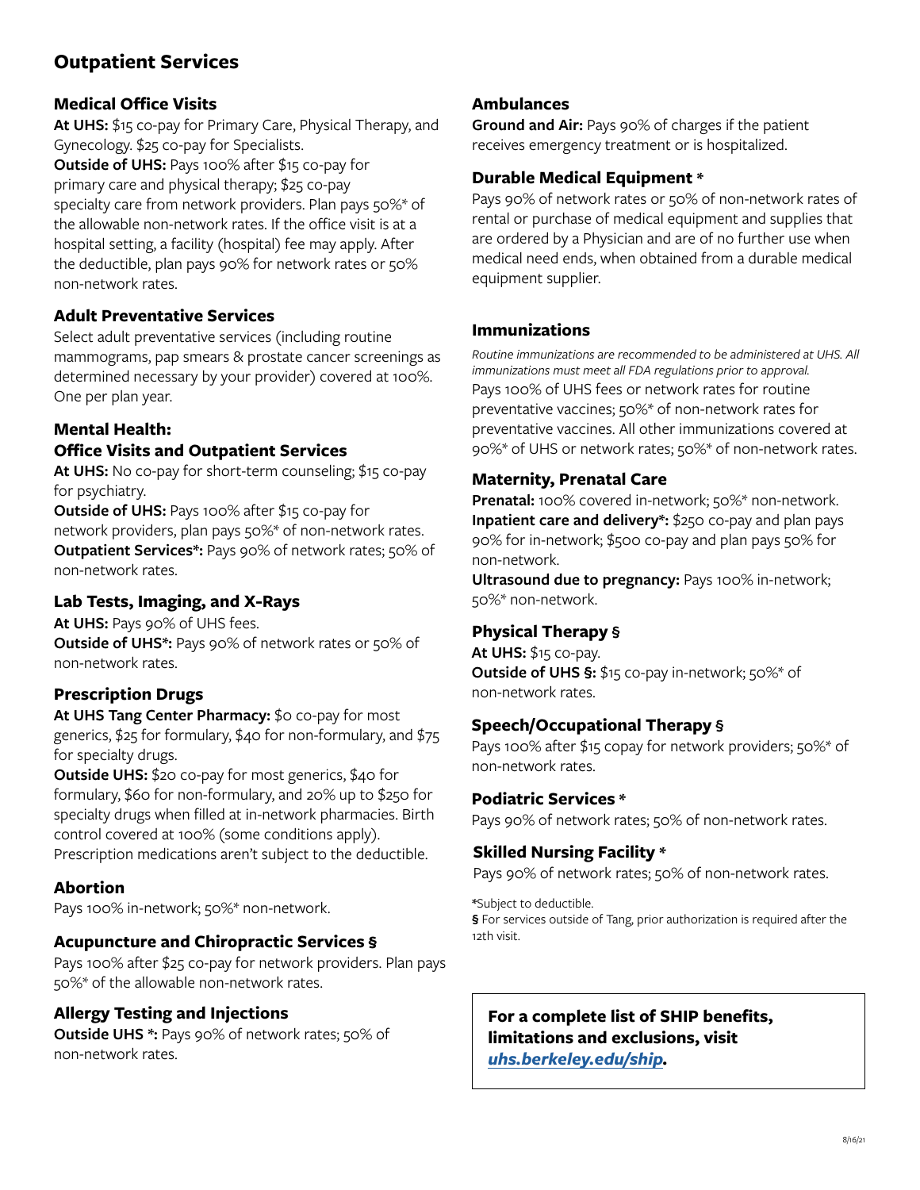# Outpatient Services

### Medical Office Visits

**At UHS:** $15 co-pay for Primary Care, Physical Therapy, and Gynecology. $25 co-pay for Specialists.
**Outside of UHS:** Pays 100% after $15 co-pay for primary care and physical therapy; $25 co-pay specialty care from network providers. Plan pays 50%* of the allowable non-network rates. If the office visit is at a hospital setting, a facility (hospital) fee may apply. After the deductible, plan pays 90% for network rates or 50% non-network rates.

### Adult Preventative Services

Select adult preventative services (including routine mammograms, pap smears & prostate cancer screenings as determined necessary by your provider) covered at 100%. One per plan year.

### Mental Health: Office Visits and Outpatient Services

**At UHS:** No co-pay for short-term counseling; $15 co-pay for psychiatry.
**Outside of UHS:** Pays 100% after $15 co-pay for network providers, plan pays 50%* of non-network rates.
**Outpatient Services*:** Pays 90% of network rates; 50% of non-network rates.

### Lab Tests, Imaging, and X-Rays

**At UHS:** Pays 90% of UHS fees.
**Outside of UHS*:** Pays 90% of network rates or 50% of non-network rates.

### Prescription Drugs

**At UHS Tang Center Pharmacy:** $0 co-pay for most generics, $25 for formulary, $40 for non-formulary, and $75 for specialty drugs.
**Outside UHS:** $20 co-pay for most generics, $40 for formulary, $60 for non-formulary, and 20% up to $250 for specialty drugs when filled at in-network pharmacies. Birth control covered at 100% (some conditions apply). Prescription medications aren't subject to the deductible.

### Abortion

Pays 100% in-network; 50%* non-network.

### Acupuncture and Chiropractic Services §

Pays 100% after $25 co-pay for network providers. Plan pays 50%* of the allowable non-network rates.

### Allergy Testing and Injections

**Outside UHS *:** Pays 90% of network rates; 50% of non-network rates.

### Ambulances

**Ground and Air:** Pays 90% of charges if the patient receives emergency treatment or is hospitalized.

### Durable Medical Equipment *

Pays 90% of network rates or 50% of non-network rates of rental or purchase of medical equipment and supplies that are ordered by a Physician and are of no further use when medical need ends, when obtained from a durable medical equipment supplier.

### Immunizations

*Routine immunizations are recommended to be administered at UHS. All immunizations must meet all FDA regulations prior to approval.*
Pays 100% of UHS fees or network rates for routine preventative vaccines; 50%* of non-network rates for preventative vaccines. All other immunizations covered at 90%* of UHS or network rates; 50%* of non-network rates.

### Maternity, Prenatal Care

**Prenatal:** 100% covered in-network; 50%* non-network.
**Inpatient care and delivery*:** $250 co-pay and plan pays 90% for in-network; $500 co-pay and plan pays 50% for non-network.
**Ultrasound due to pregnancy:** Pays 100% in-network; 50%* non-network.

### Physical Therapy §

**At UHS:** $15 co-pay.
**Outside of UHS §:** $15 co-pay in-network; 50%* of non-network rates.

### Speech/Occupational Therapy §

Pays 100% after $15 copay for network providers; 50%* of non-network rates.

### Podiatric Services *

Pays 90% of network rates; 50% of non-network rates.

### Skilled Nursing Facility *

Pays 90% of network rates; 50% of non-network rates.

*Subject to deductible.
**§** For services outside of Tang, prior authorization is required after the 12th visit.

**For a complete list of SHIP benefits, limitations and exclusions, visit *uhs.berkeley.edu/ship*.**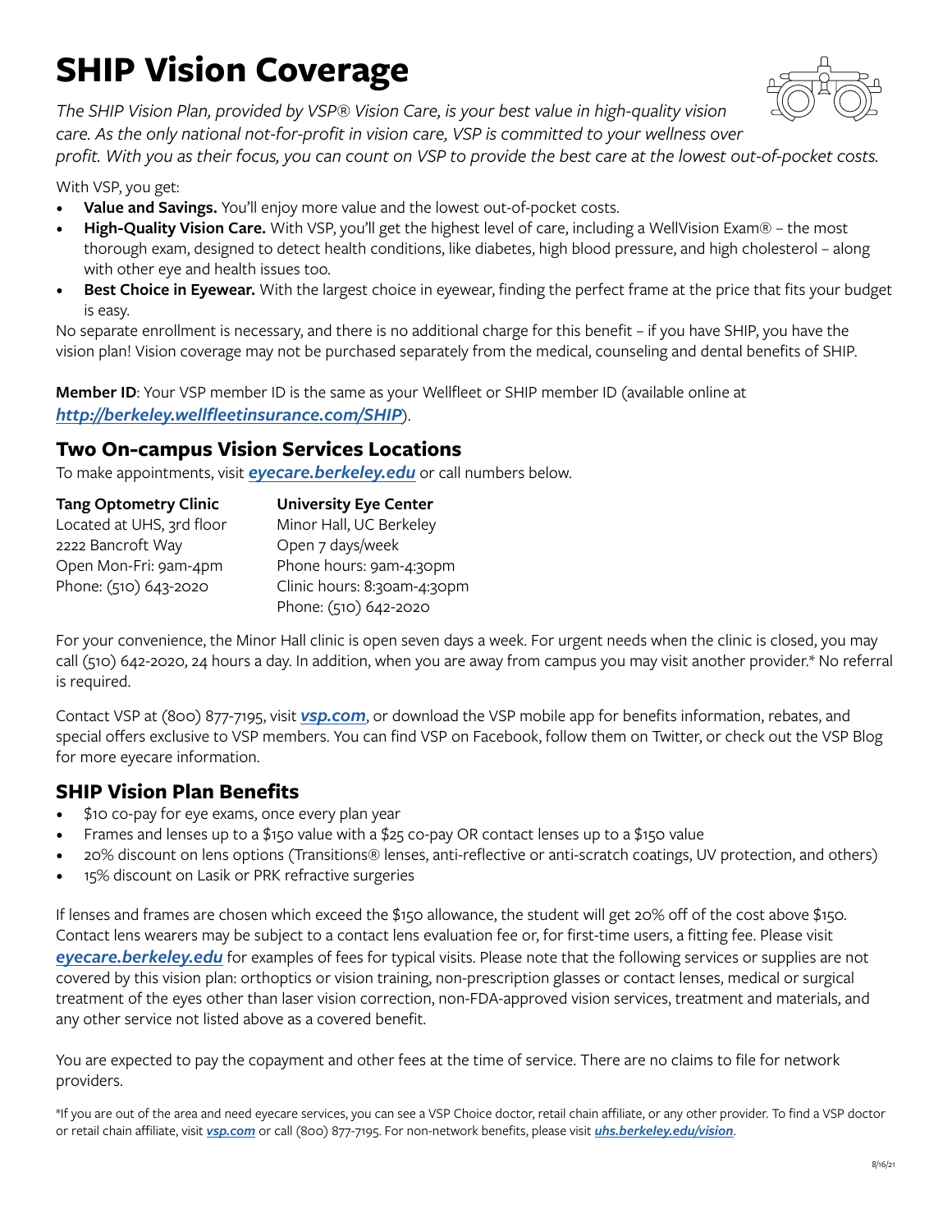# SHIP Vision Coverage

*The SHIP Vision Plan, provided by VSP® Vision Care, is your best value in high-quality vision care. As the only national not-for-profit in vision care, VSP is committed to your wellness over profit. With you as their focus, you can count on VSP to provide the best care at the lowest out-of-pocket costs.*

With VSP, you get:

- **Value and Savings.** You'll enjoy more value and the lowest out-of-pocket costs.
- **High-Quality Vision Care.** With VSP, you'll get the highest level of care, including a WellVision Exam® – the most thorough exam, designed to detect health conditions, like diabetes, high blood pressure, and high cholesterol – along with other eye and health issues too.
- **Best Choice in Eyewear.** With the largest choice in eyewear, finding the perfect frame at the price that fits your budget is easy.

No separate enrollment is necessary, and there is no additional charge for this benefit – if you have SHIP, you have the vision plan! Vision coverage may not be purchased separately from the medical, counseling and dental benefits of SHIP.

**Member ID**: Your VSP member ID is the same as your Wellfleet or SHIP member ID (available online at ***http://berkeley.wellfleetinsurance.com/SHIP***).

## Two On-campus Vision Services Locations

To make appointments, visit ***eyecare.berkeley.edu*** or call numbers below.

**Tang Optometry Clinic**
Located at UHS, 3rd floor
2222 Bancroft Way
Open Mon-Fri: 9am-4pm
Phone: (510) 643-2020

**University Eye Center**
Minor Hall, UC Berkeley
Open 7 days/week
Phone hours: 9am-4:30pm
Clinic hours: 8:30am-4:30pm
Phone: (510) 642-2020

For your convenience, the Minor Hall clinic is open seven days a week. For urgent needs when the clinic is closed, you may call (510) 642-2020, 24 hours a day. In addition, when you are away from campus you may visit another provider.* No referral is required.

Contact VSP at (800) 877-7195, visit ***vsp.com***, or download the VSP mobile app for benefits information, rebates, and special offers exclusive to VSP members. You can find VSP on Facebook, follow them on Twitter, or check out the VSP Blog for more eyecare information.

## SHIP Vision Plan Benefits

- $10 co-pay for eye exams, once every plan year
- Frames and lenses up to a $150 value with a $25 co-pay OR contact lenses up to a $150 value
- 20% discount on lens options (Transitions® lenses, anti-reflective or anti-scratch coatings, UV protection, and others)
- 15% discount on Lasik or PRK refractive surgeries

If lenses and frames are chosen which exceed the $150 allowance, the student will get 20% off of the cost above $150. Contact lens wearers may be subject to a contact lens evaluation fee or, for first-time users, a fitting fee. Please visit ***eyecare.berkeley.edu*** for examples of fees for typical visits. Please note that the following services or supplies are not covered by this vision plan: orthoptics or vision training, non-prescription glasses or contact lenses, medical or surgical treatment of the eyes other than laser vision correction, non-FDA-approved vision services, treatment and materials, and any other service not listed above as a covered benefit.

You are expected to pay the copayment and other fees at the time of service. There are no claims to file for network providers.

*If you are out of the area and need eyecare services, you can see a VSP Choice doctor, retail chain affiliate, or any other provider. To find a VSP doctor or retail chain affiliate, visit ***vsp.com*** or call (800) 877-7195. For non-network benefits, please visit ***uhs.berkeley.edu/vision***.

8/16/21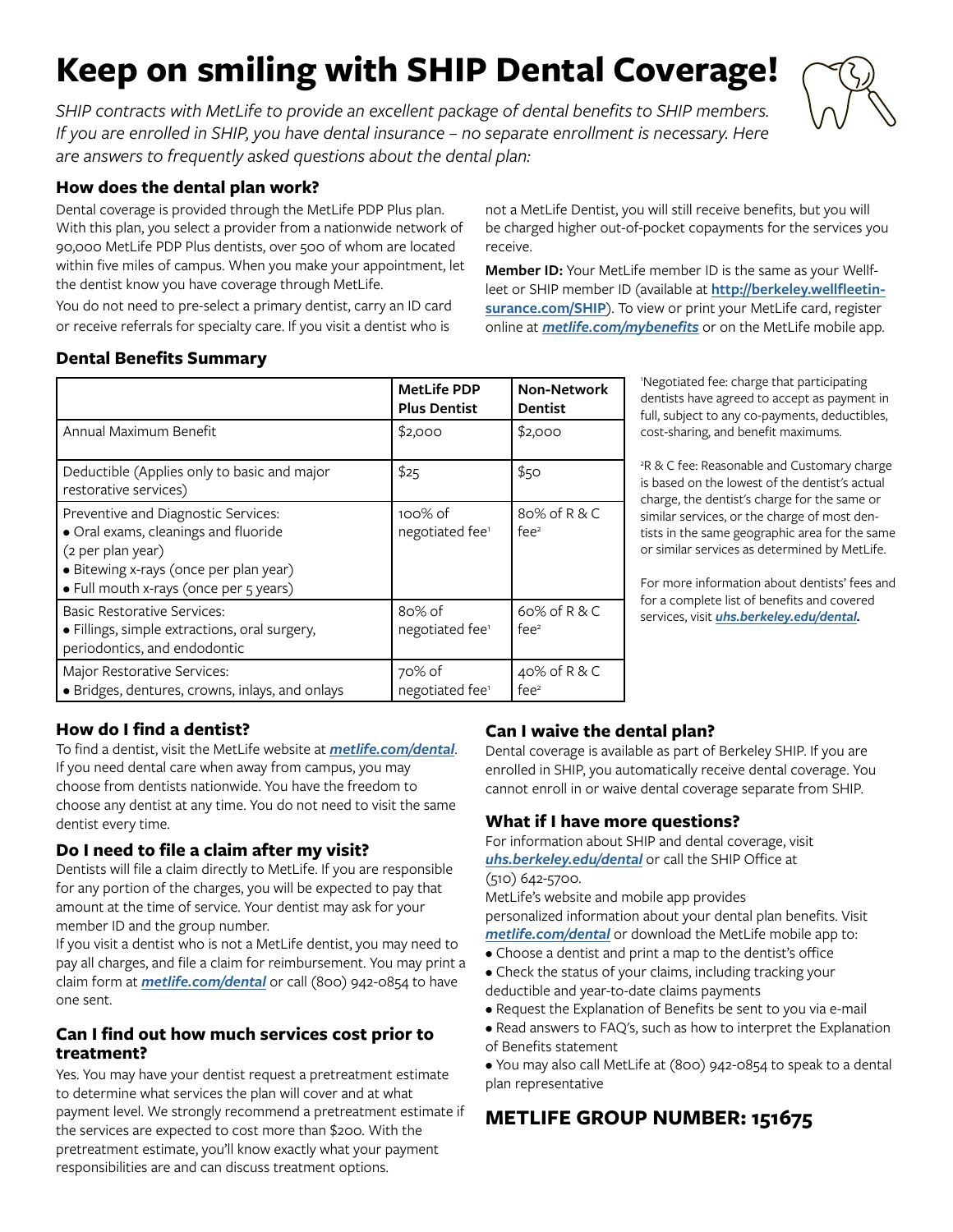# Keep on smiling with SHIP Dental Coverage!

*SHIP contracts with MetLife to provide an excellent package of dental benefits to SHIP members. If you are enrolled in SHIP, you have dental insurance – no separate enrollment is necessary. Here are answers to frequently asked questions about the dental plan:*

### How does the dental plan work?

Dental coverage is provided through the MetLife PDP Plus plan. With this plan, you select a provider from a nationwide network of 90,000 MetLife PDP Plus dentists, over 500 of whom are located within five miles of campus. When you make your appointment, let the dentist know you have coverage through MetLife.

You do not need to pre-select a primary dentist, carry an ID card or receive referrals for specialty care. If you visit a dentist who is not a MetLife Dentist, you will still receive benefits, but you will be charged higher out-of-pocket copayments for the services you receive.

**Member ID:** Your MetLife member ID is the same as your Wellfleet or SHIP member ID (available at **http://berkeley.wellfleetinsurance.com/SHIP**). To view or print your MetLife card, register online at ***metlife.com/mybenefits*** or on the MetLife mobile app.

### Dental Benefits Summary

| | MetLife PDP Plus Dentist | Non-Network Dentist |
|---|---|---|
| Annual Maximum Benefit | $2,000 | $2,000 |
| Deductible (Applies only to basic and major restorative services) | $25 | $50 |
| Preventive and Diagnostic Services:<br>• Oral exams, cleanings and fluoride (2 per plan year)<br>• Bitewing x-rays (once per plan year)<br>• Full mouth x-rays (once per 5 years) | 100% of negotiated fee[1] | 80% of R & C fee[2] |
| Basic Restorative Services:<br>• Fillings, simple extractions, oral surgery, periodontics, and endodontic | 80% of negotiated fee[1] | 60% of R & C fee[2] |
| Major Restorative Services:<br>• Bridges, dentures, crowns, inlays, and onlays | 70% of negotiated fee[1] | 40% of R & C fee[2] |

[1]Negotiated fee: charge that participating dentists have agreed to accept as payment in full, subject to any co-payments, deductibles, cost-sharing, and benefit maximums.

[2]R & C fee: Reasonable and Customary charge is based on the lowest of the dentist's actual charge, the dentist's charge for the same or similar services, or the charge of most dentists in the same geographic area for the same or similar services as determined by MetLife.

For more information about dentists' fees and for a complete list of benefits and covered services, visit ***uhs.berkeley.edu/dental.***

### How do I find a dentist?

To find a dentist, visit the MetLife website at ***metlife.com/dental***. If you need dental care when away from campus, you may choose from dentists nationwide. You have the freedom to choose any dentist at any time. You do not need to visit the same dentist every time.

### Do I need to file a claim after my visit?

Dentists will file a claim directly to MetLife. If you are responsible for any portion of the charges, you will be expected to pay that amount at the time of service. Your dentist may ask for your member ID and the group number.

If you visit a dentist who is not a MetLife dentist, you may need to pay all charges, and file a claim for reimbursement. You may print a claim form at ***metlife.com/dental*** or call (800) 942-0854 to have one sent.

### Can I find out how much services cost prior to treatment?

Yes. You may have your dentist request a pretreatment estimate to determine what services the plan will cover and at what payment level. We strongly recommend a pretreatment estimate if the services are expected to cost more than $200. With the pretreatment estimate, you'll know exactly what your payment responsibilities are and can discuss treatment options.

### Can I waive the dental plan?

Dental coverage is available as part of Berkeley SHIP. If you are enrolled in SHIP, you automatically receive dental coverage. You cannot enroll in or waive dental coverage separate from SHIP.

### What if I have more questions?

For information about SHIP and dental coverage, visit ***uhs.berkeley.edu/dental*** or call the SHIP Office at (510) 642-5700.

MetLife's website and mobile app provides personalized information about your dental plan benefits. Visit ***metlife.com/dental*** or download the MetLife mobile app to:

- Choose a dentist and print a map to the dentist's office
- Check the status of your claims, including tracking your deductible and year-to-date claims payments
- Request the Explanation of Benefits be sent to you via e-mail
- Read answers to FAQ's, such as how to interpret the Explanation of Benefits statement
- You may also call MetLife at (800) 942-0854 to speak to a dental plan representative

## METLIFE GROUP NUMBER: 151675